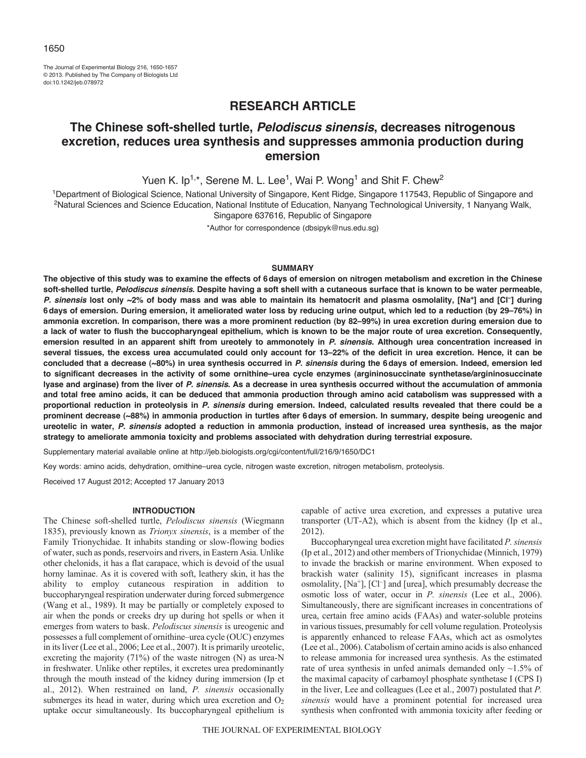## RESEARCH ARTICLE

# The Chinese soft-shelled turtle, *Pelodiscus sinensis*, decreases nitrogenous excretion, reduces urea synthesis and suppresses ammonia production during emersion

Yuen K. Ip[1,*], Serene M. L. Lee[1], Wai P. Wong[1] and Shit F. Chew[2]

[1]Department of Biological Science, National University of Singapore, Kent Ridge, Singapore 117543, Republic of Singapore and [2]Natural Sciences and Science Education, National Institute of Education, Nanyang Technological University, 1 Nanyang Walk, Singapore 637616, Republic of Singapore

*Author for correspondence (dbsipyk@nus.edu.sg)

### SUMMARY

**The objective of this study was to examine the effects of 6 days of emersion on nitrogen metabolism and excretion in the Chinese soft-shelled turtle, *Pelodiscus sinensis*. Despite having a soft shell with a cutaneous surface that is known to be water permeable, *P. sinensis* lost only ~2% of body mass and was able to maintain its hematocrit and plasma osmolality, [$Na^+$] and [$Cl^-$] during 6 days of emersion. During emersion, it ameliorated water loss by reducing urine output, which led to a reduction (by 29–76%) in ammonia excretion. In comparison, there was a more prominent reduction (by 82–99%) in urea excretion during emersion due to a lack of water to flush the buccopharyngeal epithelium, which is known to be the major route of urea excretion. Consequently, emersion resulted in an apparent shift from ureotely to ammonotely in *P. sinensis*. Although urea concentration increased in several tissues, the excess urea accumulated could only account for 13–22% of the deficit in urea excretion. Hence, it can be concluded that a decrease (~80%) in urea synthesis occurred in *P. sinensis* during the 6 days of emersion. Indeed, emersion led to significant decreases in the activity of some ornithine–urea cycle enzymes (argininosuccinate synthetase/argininosuccinate lyase and arginase) from the liver of *P. sinensis*. As a decrease in urea synthesis occurred without the accumulation of ammonia and total free amino acids, it can be deduced that ammonia production through amino acid catabolism was suppressed with a proportional reduction in proteolysis in *P. sinensis* during emersion. Indeed, calculated results revealed that there could be a prominent decrease (~88%) in ammonia production in turtles after 6 days of emersion. In summary, despite being ureogenic and ureotelic in water, *P. sinensis* adopted a reduction in ammonia production, instead of increased urea synthesis, as the major strategy to ameliorate ammonia toxicity and problems associated with dehydration during terrestrial exposure.**

Supplementary material available online at http://jeb.biologists.org/cgi/content/full/216/9/1650/DC1

Key words: amino acids, dehydration, ornithine–urea cycle, nitrogen waste excretion, nitrogen metabolism, proteolysis.

Received 17 August 2012; Accepted 17 January 2013

### INTRODUCTION

The Chinese soft-shelled turtle, *Pelodiscus sinensis* (Wiegmann 1835), previously known as *Trionyx sinensis*, is a member of the Family Trionychidae. It inhabits standing or slow-flowing bodies of water, such as ponds, reservoirs and rivers, in Eastern Asia. Unlike other chelonids, it has a flat carapace, which is devoid of the usual horny laminae. As it is covered with soft, leathery skin, it has the ability to employ cutaneous respiration in addition to buccopharyngeal respiration underwater during forced submergence (Wang et al., 1989). It may be partially or completely exposed to air when the ponds or creeks dry up during hot spells or when it emerges from waters to bask. *Pelodiscus sinensis* is ureogenic and possesses a full complement of ornithine–urea cycle (OUC) enzymes in its liver (Lee et al., 2006; Lee et al., 2007). It is primarily ureotelic, excreting the majority (71%) of the waste nitrogen (N) as urea-N in freshwater. Unlike other reptiles, it excretes urea predominantly through the mouth instead of the kidney during immersion (Ip et al., 2012). When restrained on land, *P. sinensis* occasionally submerges its head in water, during which urea excretion and $O_2$ uptake occur simultaneously. Its buccopharyngeal epithelium is capable of active urea excretion, and expresses a putative urea transporter (UT-A2), which is absent from the kidney (Ip et al., 2012).

Buccopharyngeal urea excretion might have facilitated *P. sinensis* (Ip et al., 2012) and other members of Trionychidae (Minnich, 1979) to invade the brackish or marine environment. When exposed to brackish water (salinity 15), significant increases in plasma osmolality, [$Na^+$], [$Cl^-$] and [urea], which presumably decrease the osmotic loss of water, occur in *P. sinensis* (Lee et al., 2006). Simultaneously, there are significant increases in concentrations of urea, certain free amino acids (FAAs) and water-soluble proteins in various tissues, presumably for cell volume regulation. Proteolysis is apparently enhanced to release FAAs, which act as osmolytes (Lee et al., 2006). Catabolism of certain amino acids is also enhanced to release ammonia for increased urea synthesis. As the estimated rate of urea synthesis in unfed animals demanded only ~1.5% of the maximal capacity of carbamoyl phosphate synthetase I (CPS I) in the liver, Lee and colleagues (Lee et al., 2007) postulated that *P. sinensis* would have a prominent potential for increased urea synthesis when confronted with ammonia toxicity after feeding or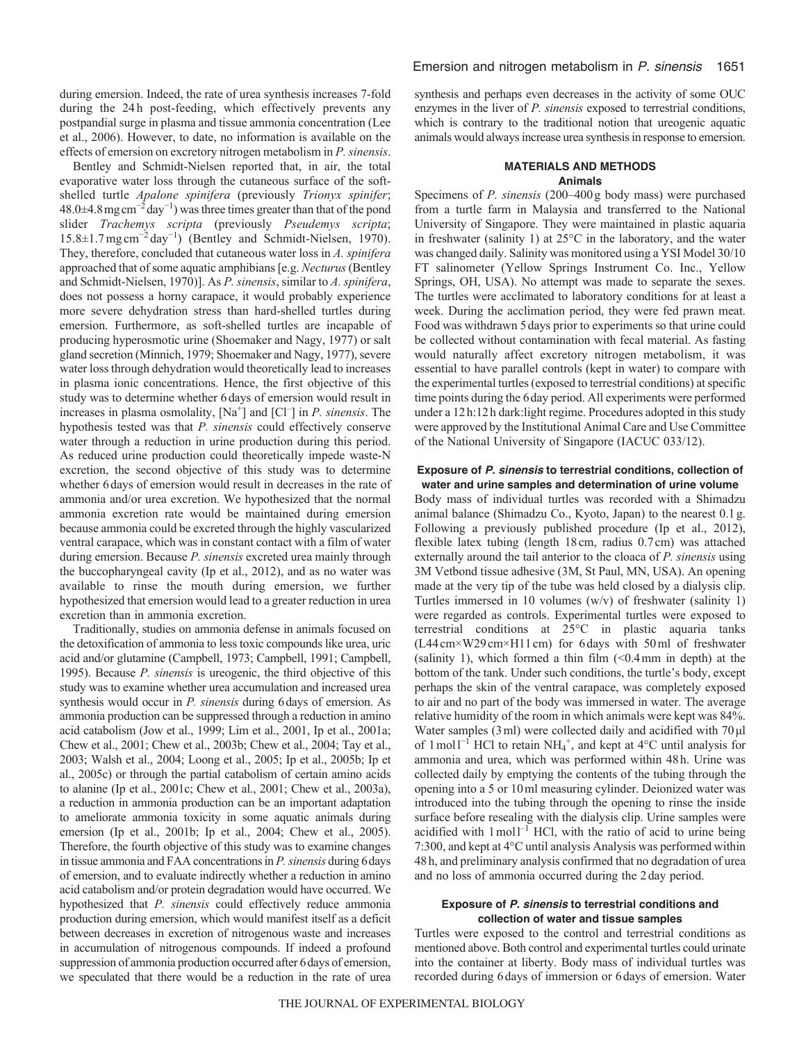during emersion. Indeed, the rate of urea synthesis increases 7-fold during the 24 h post-feeding, which effectively prevents any postpandial surge in plasma and tissue ammonia concentration (Lee et al., 2006). However, to date, no information is available on the effects of emersion on excretory nitrogen metabolism in *P. sinensis*.

Bentley and Schmidt-Nielsen reported that, in air, the total evaporative water loss through the cutaneous surface of the soft-shelled turtle *Apalone spinifera* (previously *Trionyx spinifer*; $48.0\pm4.8\,\mathrm{mg\,cm^{-2}\,day^{-1}}$) was three times greater than that of the pond slider *Trachemys scripta* (previously *Pseudemys scripta*; $15.8\pm1.7\,\mathrm{mg\,cm^{-2}\,day^{-1}}$) (Bentley and Schmidt-Nielsen, 1970). They, therefore, concluded that cutaneous water loss in *A. spinifera* approached that of some aquatic amphibians [e.g. *Necturus* (Bentley and Schmidt-Nielsen, 1970)]. As *P. sinensis*, similar to *A. spinifera*, does not possess a horny carapace, it would probably experience more severe dehydration stress than hard-shelled turtles during emersion. Furthermore, as soft-shelled turtles are incapable of producing hyperosmotic urine (Shoemaker and Nagy, 1977) or salt gland secretion (Minnich, 1979; Shoemaker and Nagy, 1977), severe water loss through dehydration would theoretically lead to increases in plasma ionic concentrations. Hence, the first objective of this study was to determine whether 6 days of emersion would result in increases in plasma osmolality, [$Na^+$] and [$Cl^-$] in *P. sinensis*. The hypothesis tested was that *P. sinensis* could effectively conserve water through a reduction in urine production during this period. As reduced urine production could theoretically impede waste-N excretion, the second objective of this study was to determine whether 6 days of emersion would result in decreases in the rate of ammonia and/or urea excretion. We hypothesized that the normal ammonia excretion rate would be maintained during emersion because ammonia could be excreted through the highly vascularized ventral carapace, which was in constant contact with a film of water during emersion. Because *P. sinensis* excreted urea mainly through the buccopharyngeal cavity (Ip et al., 2012), and as no water was available to rinse the mouth during emersion, we further hypothesized that emersion would lead to a greater reduction in urea excretion than in ammonia excretion.

Traditionally, studies on ammonia defense in animals focused on the detoxification of ammonia to less toxic compounds like urea, uric acid and/or glutamine (Campbell, 1973; Campbell, 1991; Campbell, 1995). Because *P. sinensis* is ureogenic, the third objective of this study was to examine whether urea accumulation and increased urea synthesis would occur in *P. sinensis* during 6 days of emersion. As ammonia production can be suppressed through a reduction in amino acid catabolism (Jow et al., 1999; Lim et al., 2001, Ip et al., 2001a; Chew et al., 2001; Chew et al., 2003b; Chew et al., 2004; Tay et al., 2003; Walsh et al., 2004; Loong et al., 2005; Ip et al., 2005b; Ip et al., 2005c) or through the partial catabolism of certain amino acids to alanine (Ip et al., 2001c; Chew et al., 2001; Chew et al., 2003a), a reduction in ammonia production can be an important adaptation to ameliorate ammonia toxicity in some aquatic animals during emersion (Ip et al., 2001b; Ip et al., 2004; Chew et al., 2005). Therefore, the fourth objective of this study was to examine changes in tissue ammonia and FAA concentrations in *P. sinensis* during 6 days of emersion, and to evaluate indirectly whether a reduction in amino acid catabolism and/or protein degradation would have occurred. We hypothesized that *P. sinensis* could effectively reduce ammonia production during emersion, which would manifest itself as a deficit between decreases in excretion of nitrogenous waste and increases in accumulation of nitrogenous compounds. If indeed a profound suppression of ammonia production occurred after 6 days of emersion, we speculated that there would be a reduction in the rate of urea synthesis and perhaps even decreases in the activity of some OUC enzymes in the liver of *P. sinensis* exposed to terrestrial conditions, which is contrary to the traditional notion that ureogenic aquatic animals would always increase urea synthesis in response to emersion.

## MATERIALS AND METHODS

### Animals

Specimens of *P. sinensis* (200–400 g body mass) were purchased from a turtle farm in Malaysia and transferred to the National University of Singapore. They were maintained in plastic aquaria in freshwater (salinity 1) at 25°C in the laboratory, and the water was changed daily. Salinity was monitored using a YSI Model 30/10 FT salinometer (Yellow Springs Instrument Co. Inc., Yellow Springs, OH, USA). No attempt was made to separate the sexes. The turtles were acclimated to laboratory conditions for at least a week. During the acclimation period, they were fed prawn meat. Food was withdrawn 5 days prior to experiments so that urine could be collected without contamination with fecal material. As fasting would naturally affect excretory nitrogen metabolism, it was essential to have parallel controls (kept in water) to compare with the experimental turtles (exposed to terrestrial conditions) at specific time points during the 6 day period. All experiments were performed under a 12 h:12 h dark:light regime. Procedures adopted in this study were approved by the Institutional Animal Care and Use Committee of the National University of Singapore (IACUC 033/12).

### Exposure of *P. sinensis* to terrestrial conditions, collection of water and urine samples and determination of urine volume

Body mass of individual turtles was recorded with a Shimadzu animal balance (Shimadzu Co., Kyoto, Japan) to the nearest 0.1 g. Following a previously published procedure (Ip et al., 2012), flexible latex tubing (length 18 cm, radius 0.7 cm) was attached externally around the tail anterior to the cloaca of *P. sinensis* using 3M Vetbond tissue adhesive (3M, St Paul, MN, USA). An opening made at the very tip of the tube was held closed by a dialysis clip. Turtles immersed in 10 volumes (w/v) of freshwater (salinity 1) were regarded as controls. Experimental turtles were exposed to terrestrial conditions at 25°C in plastic aquaria tanks (L44 cm×W29 cm×H11 cm) for 6 days with 50 ml of freshwater (salinity 1), which formed a thin film (<0.4 mm in depth) at the bottom of the tank. Under such conditions, the turtle's body, except perhaps the skin of the ventral carapace, was completely exposed to air and no part of the body was immersed in water. The average relative humidity of the room in which animals were kept was 84%. Water samples (3 ml) were collected daily and acidified with 70 μl of $1\,\mathrm{mol\,l^{-1}}$ HCl to retain $NH_4^+$, and kept at 4°C until analysis for ammonia and urea, which was performed within 48 h. Urine was collected daily by emptying the contents of the tubing through the opening into a 5 or 10 ml measuring cylinder. Deionized water was introduced into the tubing through the opening to rinse the inside surface before resealing with the dialysis clip. Urine samples were acidified with $1\,\mathrm{mol\,l^{-1}}$ HCl, with the ratio of acid to urine being 7:300, and kept at 4°C until analysis Analysis was performed within 48 h, and preliminary analysis confirmed that no degradation of urea and no loss of ammonia occurred during the 2 day period.

### Exposure of *P. sinensis* to terrestrial conditions and collection of water and tissue samples

Turtles were exposed to the control and terrestrial conditions as mentioned above. Both control and experimental turtles could urinate into the container at liberty. Body mass of individual turtles was recorded during 6 days of immersion or 6 days of emersion. Water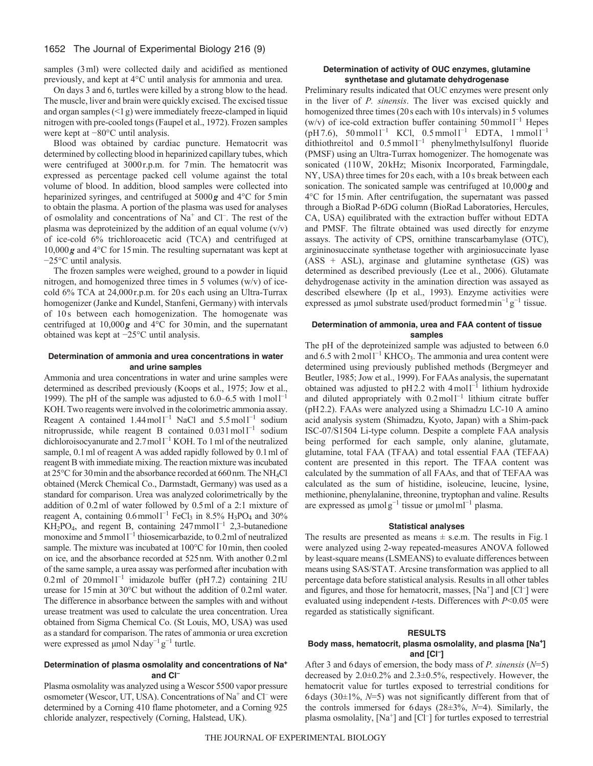samples (3 ml) were collected daily and acidified as mentioned previously, and kept at 4°C until analysis for ammonia and urea.

On days 3 and 6, turtles were killed by a strong blow to the head. The muscle, liver and brain were quickly excised. The excised tissue and organ samples (<1 g) were immediately freeze-clamped in liquid nitrogen with pre-cooled tongs (Faupel et al., 1972). Frozen samples were kept at −80°C until analysis.

Blood was obtained by cardiac puncture. Hematocrit was determined by collecting blood in heparinized capillary tubes, which were centrifuged at 3000 r.p.m. for 7 min. The hematocrit was expressed as percentage packed cell volume against the total volume of blood. In addition, blood samples were collected into heparinized syringes, and centrifuged at 5000 ***g*** and 4°C for 5 min to obtain the plasma. A portion of the plasma was used for analyses of osmolality and concentrations of $Na^+$ and $Cl^-$. The rest of the plasma was deproteinized by the addition of an equal volume (v/v) of ice-cold 6% trichloroacetic acid (TCA) and centrifuged at 10,000 ***g*** and 4°C for 15 min. The resulting supernatant was kept at −25°C until analysis.

The frozen samples were weighed, ground to a powder in liquid nitrogen, and homogenized three times in 5 volumes (w/v) of ice-cold 6% TCA at 24,000 r.p.m. for 20 s each using an Ultra-Turrax homogenizer (Janke and Kundel, Stanfeni, Germany) with intervals of 10 s between each homogenization. The homogenate was centrifuged at 10,000 ***g*** and 4°C for 30 min, and the supernatant obtained was kept at −25°C until analysis.

### Determination of ammonia and urea concentrations in water and urine samples

Ammonia and urea concentrations in water and urine samples were determined as described previously (Koops et al., 1975; Jow et al., 1999). The pH of the sample was adjusted to 6.0–6.5 with $1 \text{mol} \text{l}^{-1}$ KOH. Two reagents were involved in the colorimetric ammonia assay. Reagent A contained $1.44 \text{mol} \text{l}^{-1}$ NaCl and $5.5 \text{mol} \text{l}^{-1}$ sodium nitroprusside, while reagent B contained $0.031 \text{mol} \text{l}^{-1}$ sodium dichloroisocyanurate and $2.7 \text{mol} \text{l}^{-1}$ KOH. To 1 ml of the neutralized sample, 0.1 ml of reagent A was added rapidly followed by 0.1 ml of reagent B with immediate mixing. The reaction mixture was incubated at 25°C for 30 min and the absorbance recorded at 660 nm. The $NH_4Cl$ obtained (Merck Chemical Co., Darmstadt, Germany) was used as a standard for comparison. Urea was analyzed colorimetrically by the addition of 0.2 ml of water followed by 0.5 ml of a 2:1 mixture of reagent A, containing $0.6 \text{mmol} \text{l}^{-1}$ $FeCl_3$ in 8.5% $H_3PO_4$ and 30% $KH_2PO_4$, and regent B, containing $247 \text{mmol} \text{l}^{-1}$ 2,3-butanedione monoxime and $5 \text{mmol} \text{l}^{-1}$ thiosemicarbazide, to 0.2 ml of neutralized sample. The mixture was incubated at 100°C for 10 min, then cooled on ice, and the absorbance recorded at 525 nm. With another 0.2 ml of the same sample, a urea assay was performed after incubation with 0.2 ml of $20 \text{mmol} \text{l}^{-1}$ imidazole buffer (pH 7.2) containing 2 IU urease for 15 min at 30°C but without the addition of 0.2 ml water. The difference in absorbance between the samples with and without urease treatment was used to calculate the urea concentration. Urea obtained from Sigma Chemical Co. (St Louis, MO, USA) was used as a standard for comparison. The rates of ammonia or urea excretion were expressed as $\mu\text{mol N day}^{-1} \text{g}^{-1}$ turtle.

### Determination of plasma osmolality and concentrations of $Na^+$ and $Cl^-$

Plasma osmolality was analyzed using a Wescor 5500 vapor pressure osmometer (Wescor, UT, USA). Concentrations of $Na^+$ and $Cl^-$ were determined by a Corning 410 flame photometer, and a Corning 925 chloride analyzer, respectively (Corning, Halstead, UK).

### Determination of activity of OUC enzymes, glutamine synthetase and glutamate dehydrogenase

Preliminary results indicated that OUC enzymes were present only in the liver of *P. sinensis*. The liver was excised quickly and homogenized three times (20 s each with 10 s intervals) in 5 volumes (w/v) of ice-cold extraction buffer containing $50 \text{mmol} \text{l}^{-1}$ Hepes (pH 7.6), $50 \text{mmol} \text{l}^{-1}$ KCl, $0.5 \text{mmol} \text{l}^{-1}$ EDTA, $1 \text{mmol} \text{l}^{-1}$ dithiothreitol and $0.5 \text{mmol} \text{l}^{-1}$ phenylmethylsulfonyl fluoride (PMSF) using an Ultra-Turrax homogenizer. The homogenate was sonicated (110 W, 20 kHz; Misonix Incorporated, Farmingdale, NY, USA) three times for 20 s each, with a 10 s break between each sonication. The sonicated sample was centrifuged at 10,000 ***g*** and 4°C for 15 min. After centrifugation, the supernatant was passed through a BioRad P-6DG column (BioRad Laboratories, Hercules, CA, USA) equilibrated with the extraction buffer without EDTA and PMSF. The filtrate obtained was used directly for enzyme assays. The activity of CPS, ornithine transcarbamylase (OTC), argininosuccinate synthetase together with arginiosuccinate lyase (ASS + ASL), arginase and glutamine synthetase (GS) was determined as described previously (Lee et al., 2006). Glutamate dehydrogenase activity in the amination direction was assayed as described elsewhere (Ip et al., 1993). Enzyme activities were expressed as $\mu\text{mol}$ substrate used/product formed $\text{min}^{-1} \text{g}^{-1}$ tissue.

### Determination of ammonia, urea and FAA content of tissue samples

The pH of the deproteinized sample was adjusted to between 6.0 and 6.5 with $2 \text{mol} \text{l}^{-1}$ $KHCO_3$. The ammonia and urea content were determined using previously published methods (Bergmeyer and Beutler, 1985; Jow et al., 1999). For FAAs analysis, the supernatant obtained was adjusted to pH 2.2 with $4 \text{mol} \text{l}^{-1}$ lithium hydroxide and diluted appropriately with $0.2 \text{mol} \text{l}^{-1}$ lithium citrate buffer (pH 2.2). FAAs were analyzed using a Shimadzu LC-10 A amino acid analysis system (Shimadzu, Kyoto, Japan) with a Shim-pack ISC-07/S1504 Li-type column. Despite a complete FAA analysis being performed for each sample, only alanine, glutamate, glutamine, total FAA (TFAA) and total essential FAA (TEFAA) content are presented in this report. The TFAA content was calculated by the summation of all FAAs, and that of TEFAA was calculated as the sum of histidine, isoleucine, leucine, lysine, methionine, phenylalanine, threonine, tryptophan and valine. Results are expressed as $\mu\text{mol g}^{-1}$ tissue or $\mu\text{mol ml}^{-1}$ plasma.

### Statistical analyses

The results are presented as means ± s.e.m. The results in Fig. 1 were analyzed using 2-way repeated-measures ANOVA followed by least-square means (LSMEANS) to evaluate differences between means using SAS/STAT. Arcsine transformation was applied to all percentage data before statistical analysis. Results in all other tables and figures, and those for hematocrit, masses, $[Na^+]$ and $[Cl^-]$ were evaluated using independent *t*-tests. Differences with $P<0.05$ were regarded as statistically significant.

## RESULTS

### Body mass, hematocrit, plasma osmolality, and plasma $[Na^+]$ and $[Cl^-]$

After 3 and 6 days of emersion, the body mass of *P. sinensis* ($N$=5) decreased by 2.0±0.2% and 2.3±0.5%, respectively. However, the hematocrit value for turtles exposed to terrestrial conditions for 6 days (30±1%, $N$=5) was not significantly different from that of the controls immersed for 6 days (28±3%, $N$=4). Similarly, the plasma osmolality, $[Na^+]$ and $[Cl^-]$ for turtles exposed to terrestrial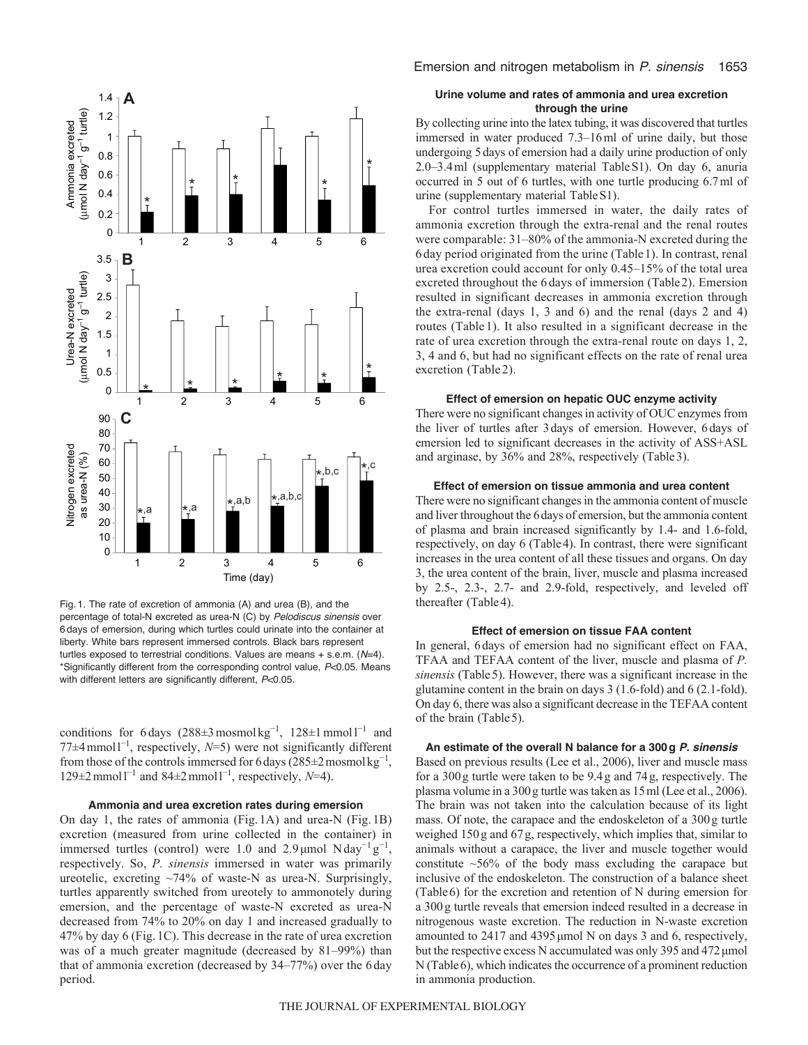Fig. 1. The rate of excretion of ammonia (A) and urea (B), and the percentage of total-N excreted as urea-N (C) by *Pelodiscus sinensis* over 6 days of emersion, during which turtles could urinate into the container at liberty. White bars represent immersed controls. Black bars represent turtles exposed to terrestrial conditions. Values are means + s.e.m. ($N$=4). *Significantly different from the corresponding control value, $P$<0.05. Means with different letters are significantly different, $P$<0.05.

conditions for 6 days (288±3 mosmol kg$^{-1}$, 128±1 mmol l$^{-1}$ and 77±4 mmol l$^{-1}$, respectively, $N$=5) were not significantly different from those of the controls immersed for 6 days (285±2 mosmol kg$^{-1}$, 129±2 mmol l$^{-1}$ and 84±2 mmol l$^{-1}$, respectively, $N$=4).

#### Ammonia and urea excretion rates during emersion

On day 1, the rates of ammonia (Fig. 1A) and urea-N (Fig. 1B) excretion (measured from urine collected in the container) in immersed turtles (control) were 1.0 and 2.9 μmol N day$^{-1}$ g$^{-1}$, respectively. So, *P. sinensis* immersed in water was primarily ureotelic, excreting ~74% of waste-N as urea-N. Surprisingly, turtles apparently switched from ureotely to ammonotely during emersion, and the percentage of waste-N excreted as urea-N decreased from 74% to 20% on day 1 and increased gradually to 47% by day 6 (Fig. 1C). This decrease in the rate of urea excretion was of a much greater magnitude (decreased by 81–99%) than that of ammonia excretion (decreased by 34–77%) over the 6 day period.

#### Urine volume and rates of ammonia and urea excretion through the urine

By collecting urine into the latex tubing, it was discovered that turtles immersed in water produced 7.3–16 ml of urine daily, but those undergoing 5 days of emersion had a daily urine production of only 2.0–3.4 ml (supplementary material Table S1). On day 6, anuria occurred in 5 out of 6 turtles, with one turtle producing 6.7 ml of urine (supplementary material Table S1).

For control turtles immersed in water, the daily rates of ammonia excretion through the extra-renal and the renal routes were comparable: 31–80% of the ammonia-N excreted during the 6 day period originated from the urine (Table 1). In contrast, renal urea excretion could account for only 0.45–15% of the total urea excreted throughout the 6 days of immersion (Table 2). Emersion resulted in significant decreases in ammonia excretion through the extra-renal (days 1, 3 and 6) and the renal (days 2 and 4) routes (Table 1). It also resulted in a significant decrease in the rate of urea excretion through the extra-renal route on days 1, 2, 3, 4 and 6, but had no significant effects on the rate of renal urea excretion (Table 2).

#### Effect of emersion on hepatic OUC enzyme activity

There were no significant changes in activity of OUC enzymes from the liver of turtles after 3 days of emersion. However, 6 days of emersion led to significant decreases in the activity of ASS+ASL and arginase, by 36% and 28%, respectively (Table 3).

#### Effect of emersion on tissue ammonia and urea content

There were no significant changes in the ammonia content of muscle and liver throughout the 6 days of emersion, but the ammonia content of plasma and brain increased significantly by 1.4- and 1.6-fold, respectively, on day 6 (Table 4). In contrast, there were significant increases in the urea content of all these tissues and organs. On day 3, the urea content of the brain, liver, muscle and plasma increased by 2.5-, 2.3-, 2.7- and 2.9-fold, respectively, and leveled off thereafter (Table 4).

#### Effect of emersion on tissue FAA content

In general, 6 days of emersion had no significant effect on FAA, TFAA and TEFAA content of the liver, muscle and plasma of *P. sinensis* (Table 5). However, there was a significant increase in the glutamine content in the brain on days 3 (1.6-fold) and 6 (2.1-fold). On day 6, there was also a significant decrease in the TEFAA content of the brain (Table 5).

#### An estimate of the overall N balance for a 300 g *P. sinensis*

Based on previous results (Lee et al., 2006), liver and muscle mass for a 300 g turtle were taken to be 9.4 g and 74 g, respectively. The plasma volume in a 300 g turtle was taken as 15 ml (Lee et al., 2006). The brain was not taken into the calculation because of its light mass. Of note, the carapace and the endoskeleton of a 300 g turtle weighed 150 g and 67 g, respectively, which implies that, similar to animals without a carapace, the liver and muscle together would constitute ~56% of the body mass excluding the carapace but inclusive of the endoskeleton. The construction of a balance sheet (Table 6) for the excretion and retention of N during emersion for a 300 g turtle reveals that emersion indeed resulted in a decrease in nitrogenous waste excretion. The reduction in N-waste excretion amounted to 2417 and 4395 μmol N on days 3 and 6, respectively, but the respective excess N accumulated was only 395 and 472 μmol N (Table 6), which indicates the occurrence of a prominent reduction in ammonia production.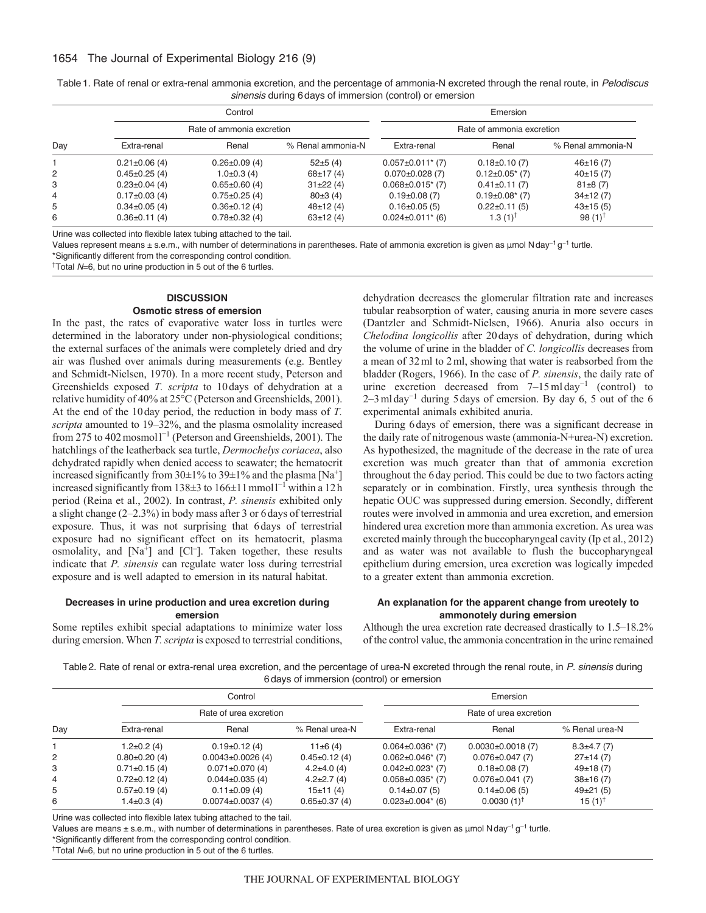Table 1. Rate of renal or extra-renal ammonia excretion, and the percentage of ammonia-N excreted through the renal route, in *Pelodiscus sinensis* during 6 days of immersion (control) or emersion

| | Control | | | Emersion | | |
|---|---|---|---|---|---|---|
| | Rate of ammonia excretion | | | Rate of ammonia excretion | | |
| Day | Extra-renal | Renal | % Renal ammonia-N | Extra-renal | Renal | % Renal ammonia-N |
| 1 | 0.21±0.06 (4) | 0.26±0.09 (4) | 52±5 (4) | 0.057±0.011* (7) | 0.18±0.10 (7) | 46±16 (7) |
| 2 | 0.45±0.25 (4) | 1.0±0.3 (4) | 68±17 (4) | 0.070±0.028 (7) | 0.12±0.05* (7) | 40±15 (7) |
| 3 | 0.23±0.04 (4) | 0.65±0.60 (4) | 31±22 (4) | 0.068±0.015* (7) | 0.41±0.11 (7) | 81±8 (7) |
| 4 | 0.17±0.03 (4) | 0.75±0.25 (4) | 80±3 (4) | 0.19±0.08 (7) | 0.19±0.08* (7) | 34±12 (7) |
| 5 | 0.34±0.05 (4) | 0.36±0.12 (4) | 48±12 (4) | 0.16±0.05 (5) | 0.22±0.11 (5) | 43±15 (5) |
| 6 | 0.36±0.11 (4) | 0.78±0.32 (4) | 63±12 (4) | 0.024±0.011* (6) | 1.3 (1)† | 98 (1)† |

Urine was collected into flexible latex tubing attached to the tail.

Values represent means ± s.e.m., with number of determinations in parentheses. Rate of ammonia excretion is given as μmol N day$^{-1}$ g$^{-1}$ turtle.

*Significantly different from the corresponding control condition.

†Total $N$=6, but no urine production in 5 out of the 6 turtles.

## DISCUSSION

### Osmotic stress of emersion

In the past, the rates of evaporative water loss in turtles were determined in the laboratory under non-physiological conditions; the external surfaces of the animals were completely dried and dry air was flushed over animals during measurements (e.g. Bentley and Schmidt-Nielsen, 1970). In a more recent study, Peterson and Greenshields exposed *T. scripta* to 10 days of dehydration at a relative humidity of 40% at 25°C (Peterson and Greenshields, 2001). At the end of the 10 day period, the reduction in body mass of *T. scripta* amounted to 19–32%, and the plasma osmolality increased from 275 to 402 mosmol l$^{-1}$ (Peterson and Greenshields, 2001). The hatchlings of the leatherback sea turtle, *Dermochelys coriacea*, also dehydrated rapidly when denied access to seawater; the hematocrit increased significantly from 30±1% to 39±1% and the plasma [$Na^+$] increased significantly from 138±3 to 166±11 mmol l$^{-1}$ within a 12 h period (Reina et al., 2002). In contrast, *P. sinensis* exhibited only a slight change (2–2.3%) in body mass after 3 or 6 days of terrestrial exposure. Thus, it was not surprising that 6 days of terrestrial exposure had no significant effect on its hematocrit, plasma osmolality, and [$Na^+$] and [$Cl^-$]. Taken together, these results indicate that *P. sinensis* can regulate water loss during terrestrial exposure and is well adapted to emersion in its natural habitat.

### Decreases in urine production and urea excretion during emersion

Some reptiles exhibit special adaptations to minimize water loss during emersion. When *T. scripta* is exposed to terrestrial conditions, dehydration decreases the glomerular filtration rate and increases tubular reabsorption of water, causing anuria in more severe cases (Dantzler and Schmidt-Nielsen, 1966). Anuria also occurs in *Chelodina longicollis* after 20 days of dehydration, during which the volume of urine in the bladder of *C. longicollis* decreases from a mean of 32 ml to 2 ml, showing that water is reabsorbed from the bladder (Rogers, 1966). In the case of *P. sinensis*, the daily rate of urine excretion decreased from 7–15 ml day$^{-1}$ (control) to 2–3 ml day$^{-1}$ during 5 days of emersion. By day 6, 5 out of the 6 experimental animals exhibited anuria.

During 6 days of emersion, there was a significant decrease in the daily rate of nitrogenous waste (ammonia-N+urea-N) excretion. As hypothesized, the magnitude of the decrease in the rate of urea excretion was much greater than that of ammonia excretion throughout the 6 day period. This could be due to two factors acting separately or in combination. Firstly, urea synthesis through the hepatic OUC was suppressed during emersion. Secondly, different routes were involved in ammonia and urea excretion, and emersion hindered urea excretion more than ammonia excretion. As urea was excreted mainly through the buccopharyngeal cavity (Ip et al., 2012) and as water was not available to flush the buccopharyngeal epithelium during emersion, urea excretion was logically impeded to a greater extent than ammonia excretion.

### An explanation for the apparent change from ureotely to ammonotely during emersion

Although the urea excretion rate decreased drastically to 1.5–18.2% of the control value, the ammonia concentration in the urine remained

Table 2. Rate of renal or extra-renal urea excretion, and the percentage of urea-N excreted through the renal route, in *P. sinensis* during 6 days of immersion (control) or emersion

| | Control | | | Emersion | | |
|---|---|---|---|---|---|---|
| | Rate of urea excretion | | | Rate of urea excretion | | |
| Day | Extra-renal | Renal | % Renal urea-N | Extra-renal | Renal | % Renal urea-N |
| 1 | 1.2±0.2 (4) | 0.19±0.12 (4) | 11±6 (4) | 0.064±0.036* (7) | 0.0030±0.0018 (7) | 8.3±4.7 (7) |
| 2 | 0.80±0.20 (4) | 0.0043±0.0026 (4) | 0.45±0.12 (4) | 0.062±0.046* (7) | 0.076±0.047 (7) | 27±14 (7) |
| 3 | 0.71±0.15 (4) | 0.071±0.070 (4) | 4.2±4.0 (4) | 0.042±0.023* (7) | 0.18±0.08 (7) | 49±18 (7) |
| 4 | 0.72±0.12 (4) | 0.044±0.035 (4) | 4.2±2.7 (4) | 0.058±0.035* (7) | 0.076±0.041 (7) | 38±16 (7) |
| 5 | 0.57±0.19 (4) | 0.11±0.09 (4) | 15±11 (4) | 0.14±0.07 (5) | 0.14±0.06 (5) | 49±21 (5) |
| 6 | 1.4±0.3 (4) | 0.0074±0.0037 (4) | 0.65±0.37 (4) | 0.023±0.004* (6) | 0.0030 (1)† | 15 (1)† |

Urine was collected into flexible latex tubing attached to the tail.

Values are means ± s.e.m., with number of determinations in parentheses. Rate of urea excretion is given as μmol N day$^{-1}$ g$^{-1}$ turtle.

*Significantly different from the corresponding control condition.

†Total $N$=6, but no urine production in 5 out of the 6 turtles.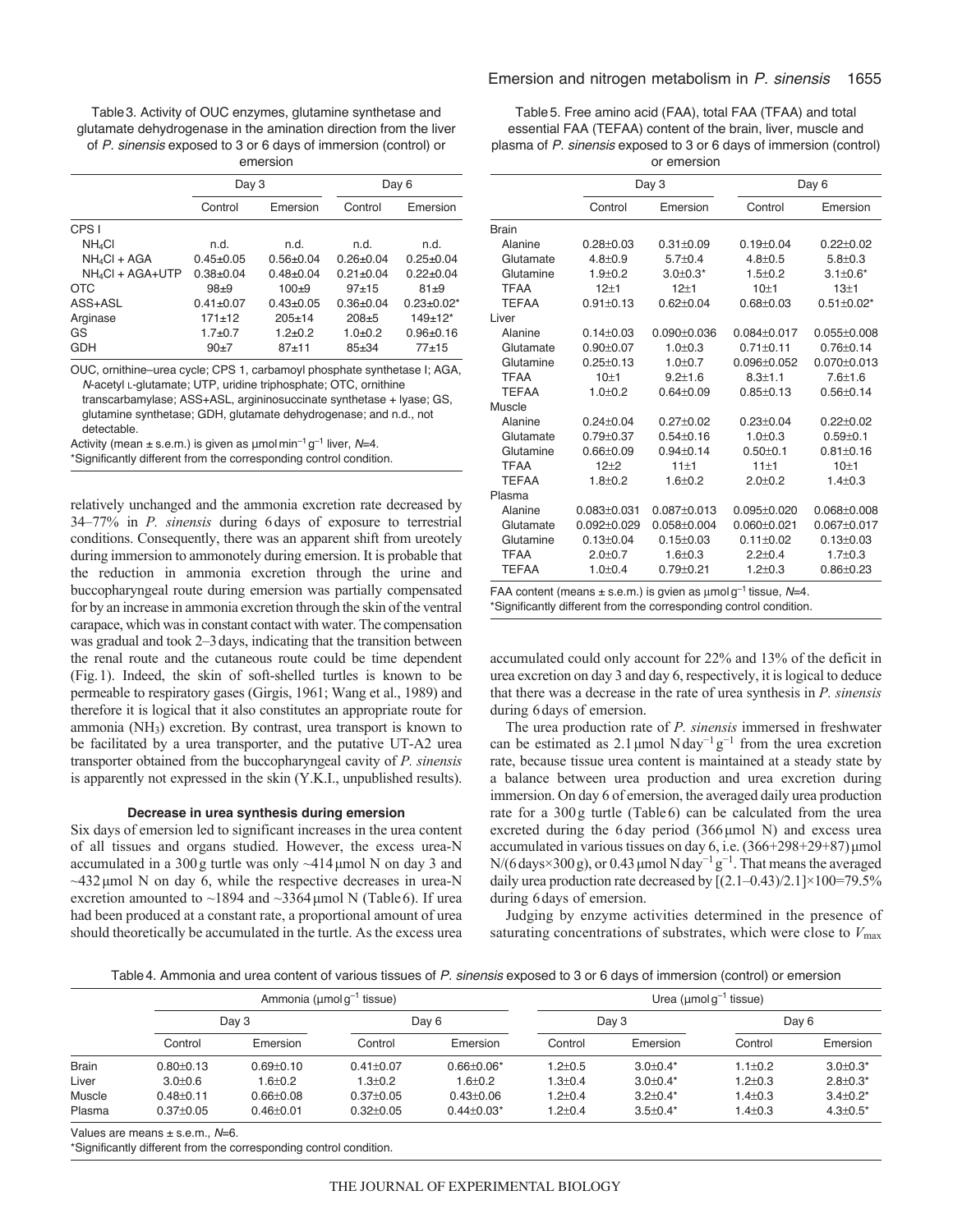Table 3. Activity of OUC enzymes, glutamine synthetase and glutamate dehydrogenase in the amination direction from the liver of *P. sinensis* exposed to 3 or 6 days of immersion (control) or emersion

| | Day 3 | | Day 6 | |
|---|---|---|---|---|
| | Control | Emersion | Control | Emersion |
| CPS I | | | | |
| $NH_4Cl$ | n.d. | n.d. | n.d. | n.d. |
| $NH_4Cl$ + AGA | 0.45±0.05 | 0.56±0.04 | 0.26±0.04 | 0.25±0.04 |
| $NH_4Cl$ + AGA+UTP | 0.38±0.04 | 0.48±0.04 | 0.21±0.04 | 0.22±0.04 |
| OTC | 98±9 | 100±9 | 97±15 | 81±9 |
| ASS+ASL | 0.41±0.07 | 0.43±0.05 | 0.36±0.04 | 0.23±0.02* |
| Arginase | 171±12 | 205±14 | 208±5 | 149±12* |
| GS | 1.7±0.7 | 1.2±0.2 | 1.0±0.2 | 0.96±0.16 |
| GDH | 90±7 | 87±11 | 85±34 | 77±15 |

OUC, ornithine–urea cycle; CPS 1, carbamoyl phosphate synthetase I; AGA, *N*-acetyl L-glutamate; UTP, uridine triphosphate; OTC, ornithine transcarbamylase; ASS+ASL, argininosuccinate synthetase + lyase; GS, glutamine synthetase; GDH, glutamate dehydrogenase; and n.d., not detectable.

Activity (mean ± s.e.m.) is given as μmol $min^{-1}$ $g^{-1}$ liver, *N*=4.

*Significantly different from the corresponding control condition.

relatively unchanged and the ammonia excretion rate decreased by 34–77% in *P. sinensis* during 6 days of exposure to terrestrial conditions. Consequently, there was an apparent shift from ureotely during immersion to ammonotely during emersion. It is probable that the reduction in ammonia excretion through the urine and buccopharyngeal route during emersion was partially compensated for by an increase in ammonia excretion through the skin of the ventral carapace, which was in constant contact with water. The compensation was gradual and took 2–3 days, indicating that the transition between the renal route and the cutaneous route could be time dependent (Fig. 1). Indeed, the skin of soft-shelled turtles is known to be permeable to respiratory gases (Girgis, 1961; Wang et al., 1989) and therefore it is logical that it also constitutes an appropriate route for ammonia ($NH_3$) excretion. By contrast, urea transport is known to be facilitated by a urea transporter, and the putative UT-A2 urea transporter obtained from the buccopharyngeal cavity of *P. sinensis* is apparently not expressed in the skin (Y.K.I., unpublished results).

### Decrease in urea synthesis during emersion

Six days of emersion led to significant increases in the urea content of all tissues and organs studied. However, the excess urea-N accumulated in a 300 g turtle was only ~414 μmol N on day 3 and ~432 μmol N on day 6, while the respective decreases in urea-N excretion amounted to ~1894 and ~3364 μmol N (Table 6). If urea had been produced at a constant rate, a proportional amount of urea should theoretically be accumulated in the turtle. As the excess urea accumulated could only account for 22% and 13% of the deficit in urea excretion on day 3 and day 6, respectively, it is logical to deduce that there was a decrease in the rate of urea synthesis in *P. sinensis* during 6 days of emersion.

The urea production rate of *P. sinensis* immersed in freshwater can be estimated as 2.1 μmol N $day^{-1}$ $g^{-1}$ from the urea excretion rate, because tissue urea content is maintained at a steady state by a balance between urea production and urea excretion during immersion. On day 6 of emersion, the averaged daily urea production rate for a 300 g turtle (Table 6) can be calculated from the urea excreted during the 6 day period (366 μmol N) and excess urea accumulated in various tissues on day 6, i.e. (366+298+29+87) μmol N/(6 days×300 g), or 0.43 μmol N $day^{-1}$ $g^{-1}$. That means the averaged daily urea production rate decreased by [(2.1–0.43)/2.1]×100=79.5% during 6 days of emersion.

Judging by enzyme activities determined in the presence of saturating concentrations of substrates, which were close to $V_{max}$

Table 5. Free amino acid (FAA), total FAA (TFAA) and total essential FAA (TEFAA) content of the brain, liver, muscle and plasma of *P. sinensis* exposed to 3 or 6 days of immersion (control) or emersion

| | Day 3 | | Day 6 | |
|---|---|---|---|---|
| | Control | Emersion | Control | Emersion |
| Brain | | | | |
| Alanine | 0.28±0.03 | 0.31±0.09 | 0.19±0.04 | 0.22±0.02 |
| Glutamate | 4.8±0.9 | 5.7±0.4 | 4.8±0.5 | 5.8±0.3 |
| Glutamine | 1.9±0.2 | 3.0±0.3* | 1.5±0.2 | 3.1±0.6* |
| TFAA | 12±1 | 12±1 | 10±1 | 13±1 |
| TEFAA | 0.91±0.13 | 0.62±0.04 | 0.68±0.03 | 0.51±0.02* |
| Liver | | | | |
| Alanine | 0.14±0.03 | 0.090±0.036 | 0.084±0.017 | 0.055±0.008 |
| Glutamate | 0.90±0.07 | 1.0±0.3 | 0.71±0.11 | 0.76±0.14 |
| Glutamine | 0.25±0.13 | 1.0±0.7 | 0.096±0.052 | 0.070±0.013 |
| TFAA | 10±1 | 9.2±1.6 | 8.3±1.1 | 7.6±1.6 |
| TEFAA | 1.0±0.2 | 0.64±0.09 | 0.85±0.13 | 0.56±0.14 |
| Muscle | | | | |
| Alanine | 0.24±0.04 | 0.27±0.02 | 0.23±0.04 | 0.22±0.02 |
| Glutamate | 0.79±0.37 | 0.54±0.16 | 1.0±0.3 | 0.59±0.1 |
| Glutamine | 0.66±0.09 | 0.94±0.14 | 0.50±0.1 | 0.81±0.16 |
| TFAA | 12±2 | 11±1 | 11±1 | 10±1 |
| TEFAA | 1.8±0.2 | 1.6±0.2 | 2.0±0.2 | 1.4±0.3 |
| Plasma | | | | |
| Alanine | 0.083±0.031 | 0.087±0.013 | 0.095±0.020 | 0.068±0.008 |
| Glutamate | 0.092±0.029 | 0.058±0.004 | 0.060±0.021 | 0.067±0.017 |
| Glutamine | 0.13±0.04 | 0.15±0.03 | 0.11±0.02 | 0.13±0.03 |
| TFAA | 2.0±0.7 | 1.6±0.3 | 2.2±0.4 | 1.7±0.3 |
| TEFAA | 1.0±0.4 | 0.79±0.21 | 1.2±0.3 | 0.86±0.23 |

FAA content (means ± s.e.m.) is gvien as μmol $g^{-1}$ tissue, *N*=4.

*Significantly different from the corresponding control condition.

Table 4. Ammonia and urea content of various tissues of *P. sinensis* exposed to 3 or 6 days of immersion (control) or emersion

| | Ammonia (μmol $g^{-1}$ tissue) | | | | Urea (μmol $g^{-1}$ tissue) | | | |
|---|---|---|---|---|---|---|---|---|
| | Day 3 | | Day 6 | | Day 3 | | Day 6 | |
| | Control | Emersion | Control | Emersion | Control | Emersion | Control | Emersion |
| Brain | 0.80±0.13 | 0.69±0.10 | 0.41±0.07 | 0.66±0.06* | 1.2±0.5 | 3.0±0.4* | 1.1±0.2 | 3.0±0.3* |
| Liver | 3.0±0.6 | 1.6±0.2 | 1.3±0.2 | 1.6±0.2 | 1.3±0.4 | 3.0±0.4* | 1.2±0.3 | 2.8±0.3* |
| Muscle | 0.48±0.11 | 0.66±0.08 | 0.37±0.05 | 0.43±0.06 | 1.2±0.4 | 3.2±0.4* | 1.4±0.3 | 3.4±0.2* |
| Plasma | 0.37±0.05 | 0.46±0.01 | 0.32±0.05 | 0.44±0.03* | 1.2±0.4 | 3.5±0.4* | 1.4±0.3 | 4.3±0.5* |

Values are means ± s.e.m., *N*=6.

*Significantly different from the corresponding control condition.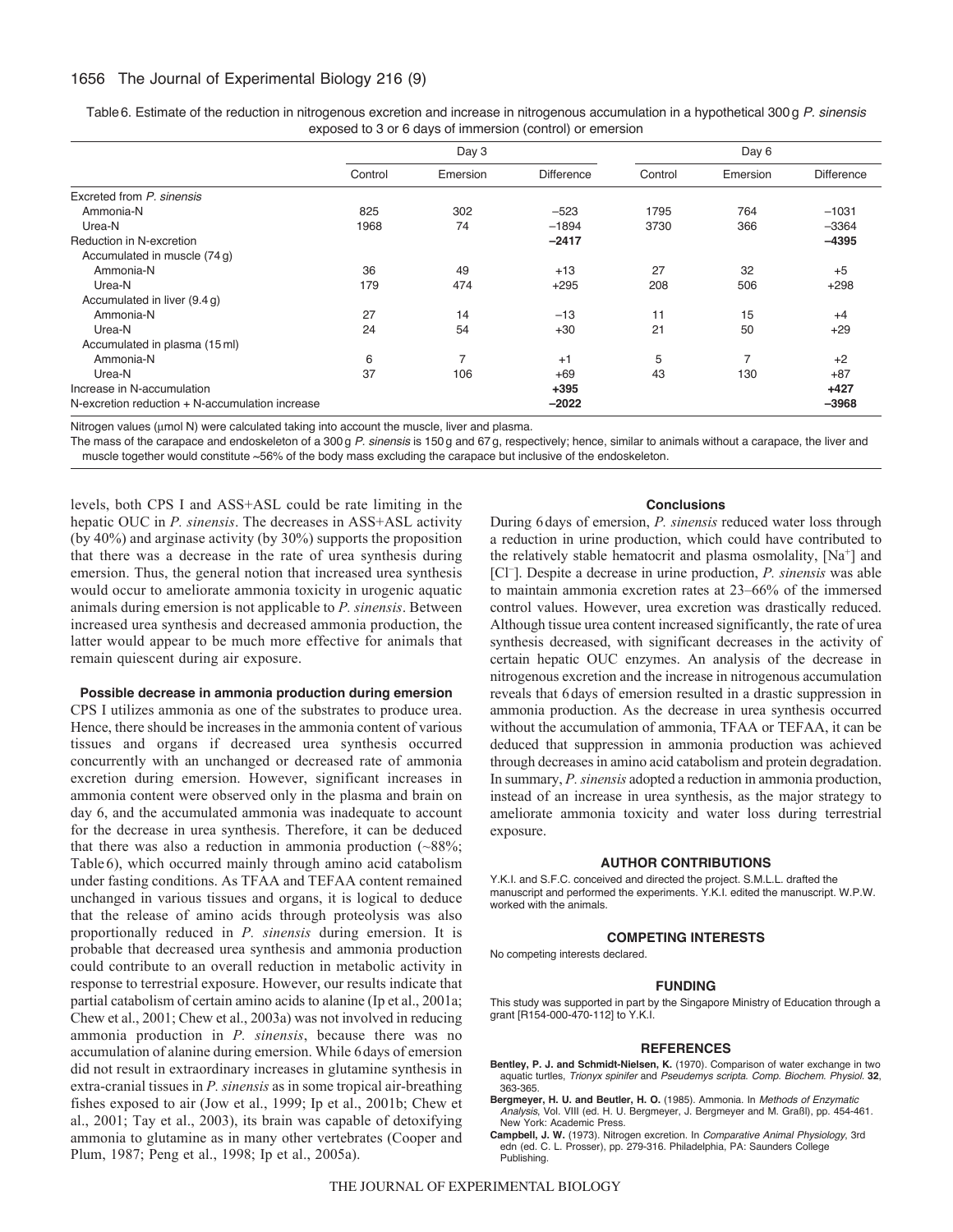Table 6. Estimate of the reduction in nitrogenous excretion and increase in nitrogenous accumulation in a hypothetical 300 g *P. sinensis* exposed to 3 or 6 days of immersion (control) or emersion

| | Day 3 | | | Day 6 | | |
|---|---|---|---|---|---|---|
| | Control | Emersion | Difference | Control | Emersion | Difference |
| Excreted from *P. sinensis* | | | | | | |
| Ammonia-N | 825 | 302 | −523 | 1795 | 764 | −1031 |
| Urea-N | 1968 | 74 | −1894 | 3730 | 366 | −3364 |
| Reduction in N-excretion | | | **−2417** | | | **−4395** |
| Accumulated in muscle (74 g) | | | | | | |
| Ammonia-N | 36 | 49 | +13 | 27 | 32 | +5 |
| Urea-N | 179 | 474 | +295 | 208 | 506 | +298 |
| Accumulated in liver (9.4 g) | | | | | | |
| Ammonia-N | 27 | 14 | −13 | 11 | 15 | +4 |
| Urea-N | 24 | 54 | +30 | 21 | 50 | +29 |
| Accumulated in plasma (15 ml) | | | | | | |
| Ammonia-N | 6 | 7 | +1 | 5 | 7 | +2 |
| Urea-N | 37 | 106 | +69 | 43 | 130 | +87 |
| Increase in N-accumulation | | | **+395** | | | **+427** |
| N-excretion reduction + N-accumulation increase | | | **−2022** | | | **−3968** |

Nitrogen values (μmol N) were calculated taking into account the muscle, liver and plasma.

The mass of the carapace and endoskeleton of a 300 g *P. sinensis* is 150 g and 67 g, respectively; hence, similar to animals without a carapace, the liver and muscle together would constitute ~56% of the body mass excluding the carapace but inclusive of the endoskeleton.

levels, both CPS I and ASS+ASL could be rate limiting in the hepatic OUC in *P. sinensis*. The decreases in ASS+ASL activity (by 40%) and arginase activity (by 30%) supports the proposition that there was a decrease in the rate of urea synthesis during emersion. Thus, the general notion that increased urea synthesis would occur to ameliorate ammonia toxicity in urogenic aquatic animals during emersion is not applicable to *P. sinensis*. Between increased urea synthesis and decreased ammonia production, the latter would appear to be much more effective for animals that remain quiescent during air exposure.

### Possible decrease in ammonia production during emersion

CPS I utilizes ammonia as one of the substrates to produce urea. Hence, there should be increases in the ammonia content of various tissues and organs if decreased urea synthesis occurred concurrently with an unchanged or decreased rate of ammonia excretion during emersion. However, significant increases in ammonia content were observed only in the plasma and brain on day 6, and the accumulated ammonia was inadequate to account for the decrease in urea synthesis. Therefore, it can be deduced that there was also a reduction in ammonia production (~88%; Table 6), which occurred mainly through amino acid catabolism under fasting conditions. As TFAA and TEFAA content remained unchanged in various tissues and organs, it is logical to deduce that the release of amino acids through proteolysis was also proportionally reduced in *P. sinensis* during emersion. It is probable that decreased urea synthesis and ammonia production could contribute to an overall reduction in metabolic activity in response to terrestrial exposure. However, our results indicate that partial catabolism of certain amino acids to alanine (Ip et al., 2001a; Chew et al., 2001; Chew et al., 2003a) was not involved in reducing ammonia production in *P. sinensis*, because there was no accumulation of alanine during emersion. While 6 days of emersion did not result in extraordinary increases in glutamine synthesis in extra-cranial tissues in *P. sinensis* as in some tropical air-breathing fishes exposed to air (Jow et al., 1999; Ip et al., 2001b; Chew et al., 2001; Tay et al., 2003), its brain was capable of detoxifying ammonia to glutamine as in many other vertebrates (Cooper and Plum, 1987; Peng et al., 1998; Ip et al., 2005a).

## Conclusions

During 6 days of emersion, *P. sinensis* reduced water loss through a reduction in urine production, which could have contributed to the relatively stable hematocrit and plasma osmolality, [$Na^+$] and [$Cl^-$]. Despite a decrease in urine production, *P. sinensis* was able to maintain ammonia excretion rates at 23–66% of the immersed control values. However, urea excretion was drastically reduced. Although tissue urea content increased significantly, the rate of urea synthesis decreased, with significant decreases in the activity of certain hepatic OUC enzymes. An analysis of the decrease in nitrogenous excretion and the increase in nitrogenous accumulation reveals that 6 days of emersion resulted in a drastic suppression in ammonia production. As the decrease in urea synthesis occurred without the accumulation of ammonia, TFAA or TEFAA, it can be deduced that suppression in ammonia production was achieved through decreases in amino acid catabolism and protein degradation. In summary, *P. sinensis* adopted a reduction in ammonia production, instead of an increase in urea synthesis, as the major strategy to ameliorate ammonia toxicity and water loss during terrestrial exposure.

## AUTHOR CONTRIBUTIONS

Y.K.I. and S.F.C. conceived and directed the project. S.M.L.L. drafted the manuscript and performed the experiments. Y.K.I. edited the manuscript. W.P.W. worked with the animals.

## COMPETING INTERESTS

No competing interests declared.

## FUNDING

This study was supported in part by the Singapore Ministry of Education through a grant [R154-000-470-112] to Y.K.I.

## REFERENCES

**Bentley, P. J. and Schmidt-Nielsen, K.** (1970). Comparison of water exchange in two aquatic turtles, *Trionyx spinifer* and *Pseudemys scripta*. *Comp. Biochem. Physiol.* **32**, 363-365.

**Bergmeyer, H. U. and Beutler, H. O.** (1985). Ammonia. In *Methods of Enzymatic Analysis*, Vol. VIII (ed. H. U. Bergmeyer, J. Bergmeyer and M. Graßl), pp. 454-461. New York: Academic Press.

**Campbell, J. W.** (1973). Nitrogen excretion. In *Comparative Animal Physiology*, 3rd edn (ed. C. L. Prosser), pp. 279-316. Philadelphia, PA: Saunders College Publishing.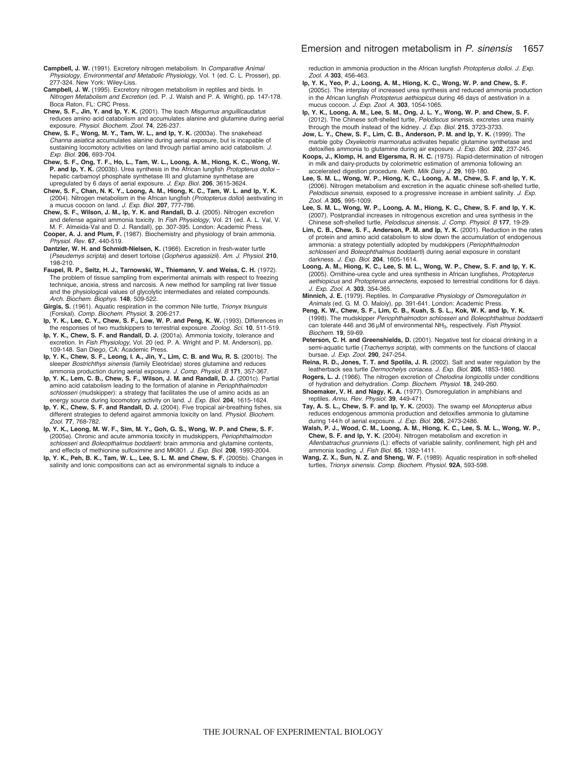**Campbell, J. W.** (1991). Excretory nitrogen metabolism. In *Comparative Animal Physiology, Environmental and Metabolic Physiology*, Vol. 1 (ed. C. L. Prosser), pp. 277-324. New York: Wiley-Liss.

**Campbell, J. W.** (1995). Excretory nitrogen metabolism in reptiles and birds. In *Nitrogen Metabolism and Excretion* (ed. P. J. Walsh and P. A. Wright), pp. 147-178. Boca Raton, FL: CRC Press.

**Chew, S. F., Jin, Y. and Ip, Y. K.** (2001). The loach *Misgurnus anguillicaudatus* reduces amino acid catabolism and accumulates alanine and glutamine during aerial exposure. *Physiol. Biochem. Zool.* **74**, 226-237.

**Chew, S. F., Wong, M. Y., Tam, W. L., and Ip, Y. K.** (2003a). The snakehead *Channa asiatica* accumulates alanine during aerial exposure, but is incapable of sustaining locomotory activities on land through partial amino acid catabolism. *J. Exp. Biol.* **206**, 693-704.

**Chew, S. F., Ong, T. F., Ho, L., Tam, W. L., Loong, A. M., Hiong, K. C., Wong, W. P. and Ip, Y. K.** (2003b). Urea synthesis in the African lungfish *Protopterus dolloi* – hepatic carbamoyl phosphate synthetase III and glutamine synthetase are upregulated by 6 days of aerial exposure. *J. Exp. Biol.* **206**, 3615-3624.

**Chew, S. F., Chan, N. K. Y., Loong, A. M., Hiong, K. C., Tam, W. L. and Ip, Y. K.** (2004). Nitrogen metabolism in the African lungfish (*Protopterus dolloi*) aestivating in a mucus cocoon on land. *J. Exp. Biol.* **207**, 777-786.

**Chew, S. F., Wilson, J. M., Ip, Y. K. and Randall, D. J.** (2005). Nitrogen excretion and defense against ammonia toxicity. In *Fish Physiology*, Vol. 21 (ed. A. L. Val, V. M. F. Almeida-Val and D. J. Randall), pp. 307-395. London: Academic Press.

**Cooper, A. J. and Plum, F.** (1987). Biochemistry and physiology of brain ammonia. *Physiol. Rev.* **67**, 440-519.

**Dantzler, W. H. and Schmidt-Nielsen, K.** (1966). Excretion in fresh-water turtle (*Pseudemys scripta*) and desert tortoise (*Gopherus agassizii*). *Am. J. Physiol.* **210**, 198-210.

**Faupel, R. P., Seitz, H. J., Tarnowski, W., Thiemann, V. and Weiss, C. H.** (1972). The problem of tissue sampling from experimental animals with respect to freezing technique, anoxia, stress and narcosis. A new method for sampling rat liver tissue and the physiological values of glycolytic intermediates and related compounds. *Arch. Biochem. Biophys.* **148**, 509-522.

**Girgis, S.** (1961). Aquatic respiration in the common Nile turtle, *Trionyx triunguis* (Forskal). *Comp. Biochem. Physiol.* **3**, 206-217.

**Ip, Y. K., Lee, C. Y., Chew, S. F., Low, W. P. and Peng, K. W.** (1993). Differences in the responses of two mudskippers to terrestrial exposure. *Zoolog. Sci.* **10**, 511-519.

**Ip, Y. K., Chew, S. F. and Randall, D. J.** (2001a). Ammonia toxicity, tolerance and excretion. In *Fish Physiology*, Vol. 20 (ed. P. A. Wright and P. M. Anderson), pp. 109-148. San Diego, CA: Academic Press.

**Ip, Y. K., Chew, S. F., Leong, I. A., Jin, Y., Lim, C. B. and Wu, R. S.** (2001b). The sleeper *Bostrichthys sinensis* (family Eleotridae) stores glutamine and reduces ammonia production during aerial exposure. *J. Comp. Physiol. B* **171**, 357-367.

**Ip, Y. K., Lem, C. B., Chew, S. F., Wilson, J. M. and Randall, D. J.** (2001c). Partial amino acid catabolism leading to the formation of alanine in *Periophthalmodon schlosseri* (mudskipper): a strategy that facilitates the use of amino acids as an energy source during locomotory activity on land. *J. Exp. Biol.* **204**, 1615-1624.

**Ip, Y. K., Chew, S. F. and Randall, D. J.** (2004). Five tropical air-breathing fishes, six different strategies to defend against ammonia toxicity on land. *Physiol. Biochem. Zool.* **77**, 768-782.

**Ip, Y. K., Leong, M. W. F., Sim, M. Y., Goh, G. S., Wong, W. P. and Chew, S. F.** (2005a). Chronic and acute ammonia toxicity in mudskippers, *Periophthalmodon schlosseri* and *Boleopthalmus boddaerti*: brain ammonia and glutamine contents, and effects of methionine sulfoximine and MK801. *J. Exp. Biol.* **208**, 1993-2004.

**Ip, Y. K., Peh, B. K., Tam, W. L., Lee, S. L. M. and Chew, S. F.** (2005b). Changes in salinity and ionic compositions can act as environmental signals to induce a reduction in ammonia production in the African lungfish *Protopterus dolloi*. *J. Exp. Zool. A* **303**, 456-463.

**Ip, Y. K., Yeo, P. J., Loong, A. M., Hiong, K. C., Wong, W. P. and Chew, S. F.** (2005c). The interplay of increased urea synthesis and reduced ammonia production in the African lungfish *Protopterus aethiopicus* during 46 days of aestivation in a mucus cocoon. *J. Exp. Zool. A.* **303**, 1054-1065.

**Ip, Y. K., Loong, A. M., Lee, S. M., Ong, J. L. Y., Wong, W. P. and Chew, S. F.** (2012). The Chinese soft-shelled turtle, *Pelodiscus sinensis*, excretes urea mainly through the mouth instead of the kidney. *J. Exp. Biol.* **215**, 3723-3733.

**Jow, L. Y., Chew, S. F., Lim, C. B., Anderson, P. M. and Ip, Y. K.** (1999). The marble goby *Oxyeleotris marmoratus* activates hepatic glutamine synthetase and detoxifies ammonia to glutamine during air exposure. *J. Exp. Biol.* **202**, 237-245.

**Koops, J., Klomp, H. and Elgersma, R. H. C.** (1975). Rapid-determination of nitrogen in milk and dairy-products by colorimetric estimation of ammonia following an accelerated digestion procedure. *Neth. Milk Dairy J.* **29**, 169-180.

**Lee, S. M. L., Wong, W. P., Hiong, K. C., Loong, A. M., Chew, S. F. and Ip, Y. K.** (2006). Nitrogen metabolism and excretion in the aquatic chinese soft-shelled turtle, *Pelodiscus sinensis*, exposed to a progressive increase in ambient salinity. *J. Exp. Zool. A* **305**, 995-1009.

**Lee, S. M. L., Wong, W. P., Loong, A. M., Hiong, K. C., Chew, S. F. and Ip, Y. K.** (2007). Postprandial increases in nitrogenous excretion and urea synthesis in the Chinese soft-shelled turtle, *Pelodiscus sinensis*. *J. Comp. Physiol. B* **177**, 19-29.

**Lim, C. B., Chew, S. F., Anderson, P. M. and Ip, Y. K.** (2001). Reduction in the rates of protein and amino acid catabolism to slow down the accumulation of endogenous ammonia: a strategy potentially adopted by mudskippers (*Periophthalmodon schlosseri* and *Boleophthalmus boddaerti*) during aerial exposure in constant darkness. *J. Exp. Biol.* **204**, 1605-1614.

**Loong, A. M., Hiong, K. C., Lee, S. M. L., Wong, W. P., Chew, S. F. and Ip, Y. K.** (2005). Ornithine-urea cycle and urea synthesis in African lungfishes, *Protopterus aethiopicus* and *Protopterus annectens*, exposed to terrestrial conditions for 6 days. *J. Exp. Zool. A.* **303**, 354-365.

**Minnich, J. E.** (1979). Reptiles. In *Comparative Physiology of Osmoregulation in Animals* (ed. G. M. O. Maloiy), pp. 391-641. London: Academic Press.

**Peng, K. W., Chew, S. F., Lim, C. B., Kuah, S. S. L., Kok, W. K. and Ip, Y. K.** (1998). The mudskipper *Periophthalmodon schlosseri* and *Boleophthalmus boddaerti* can tolerate 446 and 36 μM of environmental $NH_3$, respectively. *Fish Physiol. Biochem.* **19**, 59-69.

**Peterson, C. H. and Greenshields, D.** (2001). Negative test for cloacal drinking in a semi-aquatic turtle (*Trachemys scripta*), with comments on the functions of cloacal bursae. *J. Exp. Zool.* **290**, 247-254.

**Reina, R. D., Jones, T. T. and Spotila, J. R.** (2002). Salt and water regulation by the leatherback sea turtle *Dermochelys coriacea*. *J. Exp. Biol.* **205**, 1853-1860.

**Rogers, L. J.** (1966). The nitrogen excretion of *Chelodina longicollis* under conditions of hydration and dehydration. *Comp. Biochem. Physiol.* **18**, 249-260.

**Shoemaker, V. H. and Nagy, K. A.** (1977). Osmoregulation in amphibians and reptiles. *Annu. Rev. Physiol.* **39**, 449-471.

**Tay, A. S. L., Chew, S. F. and Ip, Y. K.** (2003). The swamp eel *Monopterus albus* reduces endogenous ammonia production and detoxifies ammonia to glutamine during 144 h of aerial exposure. *J. Exp. Biol.* **206**, 2473-2486.

**Walsh, P. J., Wood, C. M., Loong, A. M., Hiong, K. C., Lee, S. M. L., Wong, W. P., Chew, S. F. and Ip, Y. K.** (2004). Nitrogen metabolism and excretion in *Allenbatrachus grunniens* (L): effects of variable salinity, confinement, high pH and ammonia loading. *J. Fish Biol.* **65**, 1392-1411.

**Wang, Z. X., Sun, N. Z. and Sheng, W. F.** (1989). Aquatic respiration in soft-shelled turtles, *Trionyx sinensis*. *Comp. Biochem. Physiol.* **92A**, 593-598.